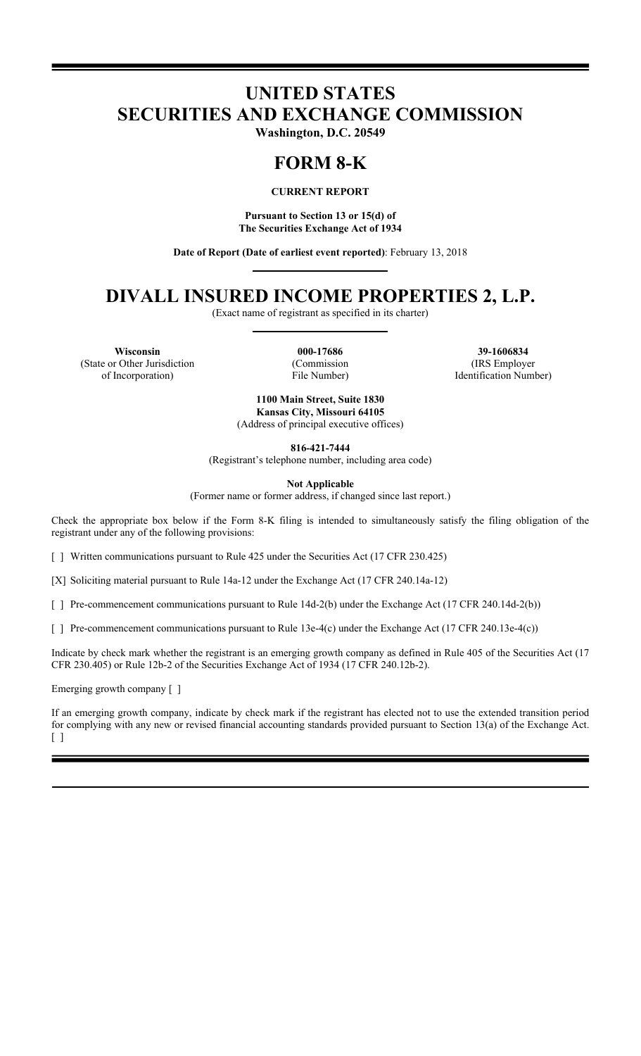# UNITED STATES
# SECURITIES AND EXCHANGE COMMISSION

**Washington, D.C. 20549**

# FORM 8-K

**CURRENT REPORT**

**Pursuant to Section 13 or 15(d) of**
**The Securities Exchange Act of 1934**

**Date of Report (Date of earliest event reported)**: February 13, 2018

# DIVALL INSURED INCOME PROPERTIES 2, L.P.

(Exact name of registrant as specified in its charter)

| **Wisconsin** | **000-17686** | **39-1606834** |
|---|---|---|
| (State or Other Jurisdiction of Incorporation) | (Commission File Number) | (IRS Employer Identification Number) |

**1100 Main Street, Suite 1830**
**Kansas City, Missouri 64105**
(Address of principal executive offices)

**816-421-7444**
(Registrant's telephone number, including area code)

**Not Applicable**
(Former name or former address, if changed since last report.)

Check the appropriate box below if the Form 8-K filing is intended to simultaneously satisfy the filing obligation of the registrant under any of the following provisions:

[ ] Written communications pursuant to Rule 425 under the Securities Act (17 CFR 230.425)

[X] Soliciting material pursuant to Rule 14a-12 under the Exchange Act (17 CFR 240.14a-12)

[ ] Pre-commencement communications pursuant to Rule 14d-2(b) under the Exchange Act (17 CFR 240.14d-2(b))

[ ] Pre-commencement communications pursuant to Rule 13e-4(c) under the Exchange Act (17 CFR 240.13e-4(c))

Indicate by check mark whether the registrant is an emerging growth company as defined in Rule 405 of the Securities Act (17 CFR 230.405) or Rule 12b-2 of the Securities Exchange Act of 1934 (17 CFR 240.12b-2).

Emerging growth company [ ]

If an emerging growth company, indicate by check mark if the registrant has elected not to use the extended transition period for complying with any new or revised financial accounting standards provided pursuant to Section 13(a) of the Exchange Act. [ ]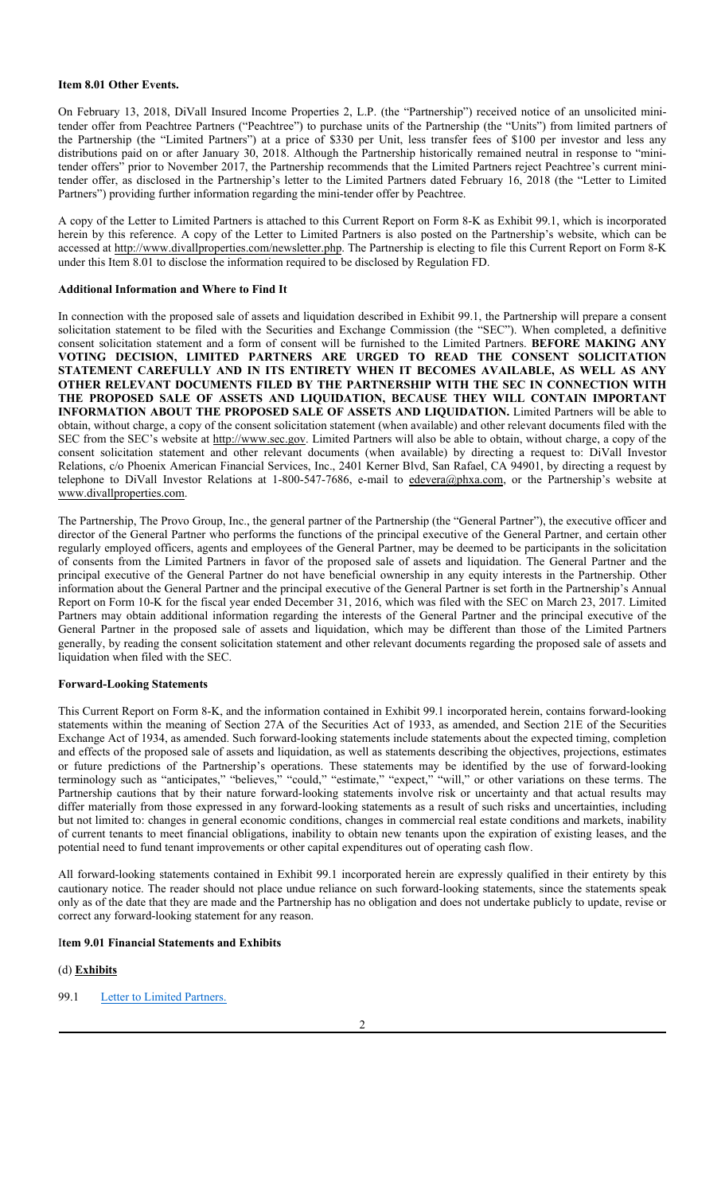**Item 8.01 Other Events.**

On February 13, 2018, DiVall Insured Income Properties 2, L.P. (the "Partnership") received notice of an unsolicited mini-tender offer from Peachtree Partners ("Peachtree") to purchase units of the Partnership (the "Units") from limited partners of the Partnership (the "Limited Partners") at a price of $330 per Unit, less transfer fees of $100 per investor and less any distributions paid on or after January 30, 2018. Although the Partnership historically remained neutral in response to "mini-tender offers" prior to November 2017, the Partnership recommends that the Limited Partners reject Peachtree's current mini-tender offer, as disclosed in the Partnership's letter to the Limited Partners dated February 16, 2018 (the "Letter to Limited Partners") providing further information regarding the mini-tender offer by Peachtree.

A copy of the Letter to Limited Partners is attached to this Current Report on Form 8-K as Exhibit 99.1, which is incorporated herein by this reference. A copy of the Letter to Limited Partners is also posted on the Partnership's website, which can be accessed at http://www.divallproperties.com/newsletter.php. The Partnership is electing to file this Current Report on Form 8-K under this Item 8.01 to disclose the information required to be disclosed by Regulation FD.

**Additional Information and Where to Find It**

In connection with the proposed sale of assets and liquidation described in Exhibit 99.1, the Partnership will prepare a consent solicitation statement to be filed with the Securities and Exchange Commission (the "SEC"). When completed, a definitive consent solicitation statement and a form of consent will be furnished to the Limited Partners. **BEFORE MAKING ANY VOTING DECISION, LIMITED PARTNERS ARE URGED TO READ THE CONSENT SOLICITATION STATEMENT CAREFULLY AND IN ITS ENTIRETY WHEN IT BECOMES AVAILABLE, AS WELL AS ANY OTHER RELEVANT DOCUMENTS FILED BY THE PARTNERSHIP WITH THE SEC IN CONNECTION WITH THE PROPOSED SALE OF ASSETS AND LIQUIDATION, BECAUSE THEY WILL CONTAIN IMPORTANT INFORMATION ABOUT THE PROPOSED SALE OF ASSETS AND LIQUIDATION.** Limited Partners will be able to obtain, without charge, a copy of the consent solicitation statement (when available) and other relevant documents filed with the SEC from the SEC's website at http://www.sec.gov. Limited Partners will also be able to obtain, without charge, a copy of the consent solicitation statement and other relevant documents (when available) by directing a request to: DiVall Investor Relations, c/o Phoenix American Financial Services, Inc., 2401 Kerner Blvd, San Rafael, CA 94901, by directing a request by telephone to DiVall Investor Relations at 1-800-547-7686, e-mail to edevera@phxa.com, or the Partnership's website at www.divallproperties.com.

The Partnership, The Provo Group, Inc., the general partner of the Partnership (the "General Partner"), the executive officer and director of the General Partner who performs the functions of the principal executive of the General Partner, and certain other regularly employed officers, agents and employees of the General Partner, may be deemed to be participants in the solicitation of consents from the Limited Partners in favor of the proposed sale of assets and liquidation. The General Partner and the principal executive of the General Partner do not have beneficial ownership in any equity interests in the Partnership. Other information about the General Partner and the principal executive of the General Partner is set forth in the Partnership's Annual Report on Form 10-K for the fiscal year ended December 31, 2016, which was filed with the SEC on March 23, 2017. Limited Partners may obtain additional information regarding the interests of the General Partner and the principal executive of the General Partner in the proposed sale of assets and liquidation, which may be different than those of the Limited Partners generally, by reading the consent solicitation statement and other relevant documents regarding the proposed sale of assets and liquidation when filed with the SEC.

**Forward-Looking Statements**

This Current Report on Form 8-K, and the information contained in Exhibit 99.1 incorporated herein, contains forward-looking statements within the meaning of Section 27A of the Securities Act of 1933, as amended, and Section 21E of the Securities Exchange Act of 1934, as amended. Such forward-looking statements include statements about the expected timing, completion and effects of the proposed sale of assets and liquidation, as well as statements describing the objectives, projections, estimates or future predictions of the Partnership's operations. These statements may be identified by the use of forward-looking terminology such as "anticipates," "believes," "could," "estimate," "expect," "will," or other variations on these terms. The Partnership cautions that by their nature forward-looking statements involve risk or uncertainty and that actual results may differ materially from those expressed in any forward-looking statements as a result of such risks and uncertainties, including but not limited to: changes in general economic conditions, changes in commercial real estate conditions and markets, inability of current tenants to meet financial obligations, inability to obtain new tenants upon the expiration of existing leases, and the potential need to fund tenant improvements or other capital expenditures out of operating cash flow.

All forward-looking statements contained in Exhibit 99.1 incorporated herein are expressly qualified in their entirety by this cautionary notice. The reader should not place undue reliance on such forward-looking statements, since the statements speak only as of the date that they are made and the Partnership has no obligation and does not undertake publicly to update, revise or correct any forward-looking statement for any reason.

**Item 9.01 Financial Statements and Exhibits**

(d) **Exhibits**

99.1 Letter to Limited Partners.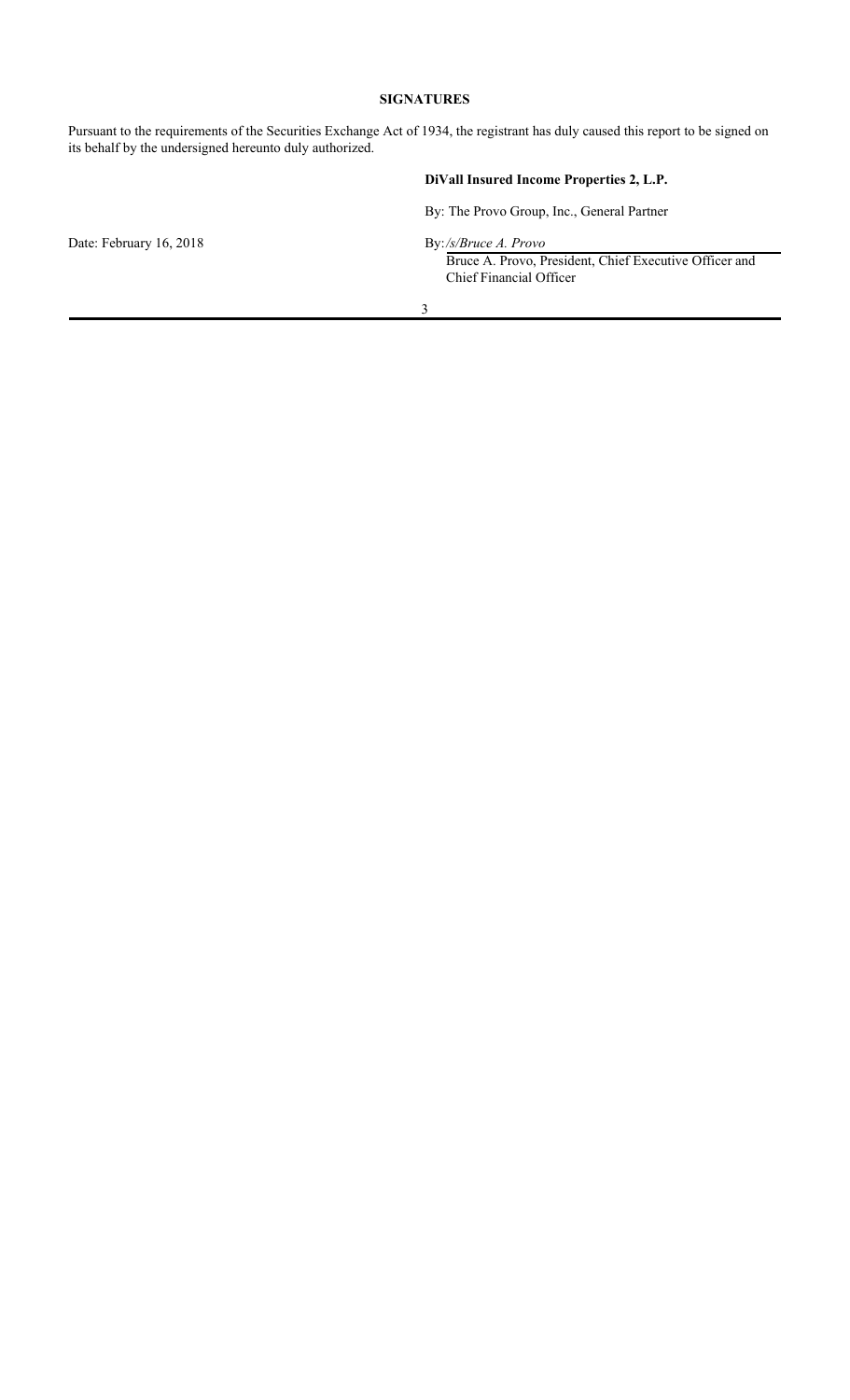**SIGNATURES**

Pursuant to the requirements of the Securities Exchange Act of 1934, the registrant has duly caused this report to be signed on its behalf by the undersigned hereunto duly authorized.

**DiVall Insured Income Properties 2, L.P.**

By: The Provo Group, Inc., General Partner

Date: February 16, 2018

By: */s/Bruce A. Provo*
Bruce A. Provo, President, Chief Executive Officer and Chief Financial Officer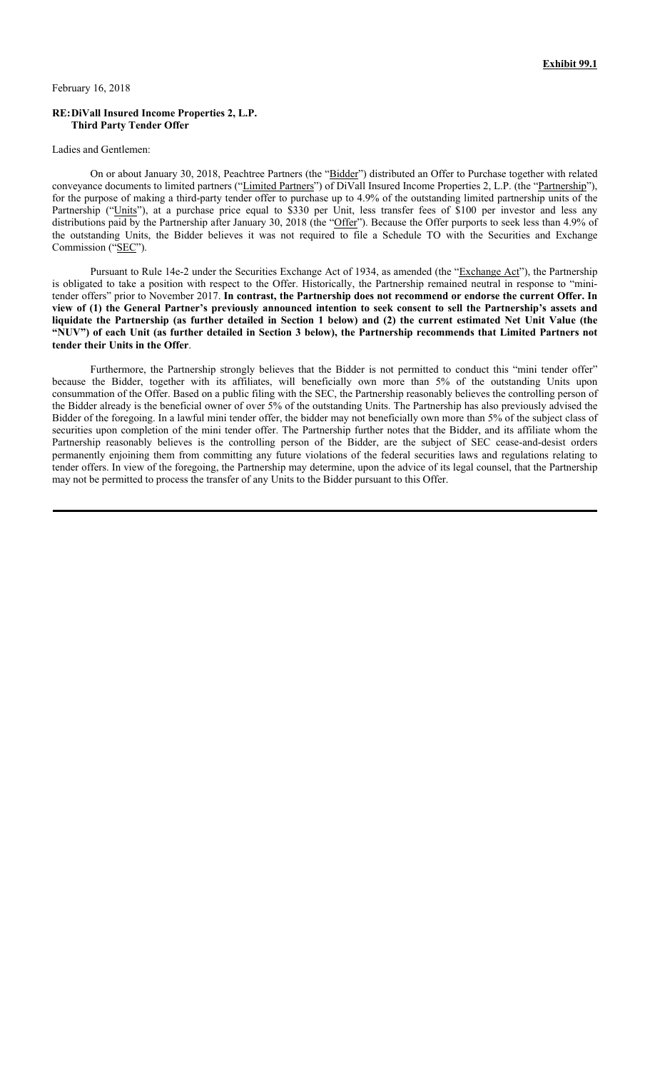**Exhibit 99.1**

February 16, 2018

**RE: DiVall Insured Income Properties 2, L.P.**
**Third Party Tender Offer**

Ladies and Gentlemen:

On or about January 30, 2018, Peachtree Partners (the "Bidder") distributed an Offer to Purchase together with related conveyance documents to limited partners ("Limited Partners") of DiVall Insured Income Properties 2, L.P. (the "Partnership"), for the purpose of making a third-party tender offer to purchase up to 4.9% of the outstanding limited partnership units of the Partnership ("Units"), at a purchase price equal to $330 per Unit, less transfer fees of $100 per investor and less any distributions paid by the Partnership after January 30, 2018 (the "Offer"). Because the Offer purports to seek less than 4.9% of the outstanding Units, the Bidder believes it was not required to file a Schedule TO with the Securities and Exchange Commission ("SEC").

Pursuant to Rule 14e-2 under the Securities Exchange Act of 1934, as amended (the "Exchange Act"), the Partnership is obligated to take a position with respect to the Offer. Historically, the Partnership remained neutral in response to "mini-tender offers" prior to November 2017. **In contrast, the Partnership does not recommend or endorse the current Offer. In view of (1) the General Partner's previously announced intention to seek consent to sell the Partnership's assets and liquidate the Partnership (as further detailed in Section 1 below) and (2) the current estimated Net Unit Value (the "NUV") of each Unit (as further detailed in Section 3 below), the Partnership recommends that Limited Partners not tender their Units in the Offer**.

Furthermore, the Partnership strongly believes that the Bidder is not permitted to conduct this "mini tender offer" because the Bidder, together with its affiliates, will beneficially own more than 5% of the outstanding Units upon consummation of the Offer. Based on a public filing with the SEC, the Partnership reasonably believes the controlling person of the Bidder already is the beneficial owner of over 5% of the outstanding Units. The Partnership has also previously advised the Bidder of the foregoing. In a lawful mini tender offer, the bidder may not beneficially own more than 5% of the subject class of securities upon completion of the mini tender offer. The Partnership further notes that the Bidder, and its affiliate whom the Partnership reasonably believes is the controlling person of the Bidder, are the subject of SEC cease-and-desist orders permanently enjoining them from committing any future violations of the federal securities laws and regulations relating to tender offers. In view of the foregoing, the Partnership may determine, upon the advice of its legal counsel, that the Partnership may not be permitted to process the transfer of any Units to the Bidder pursuant to this Offer.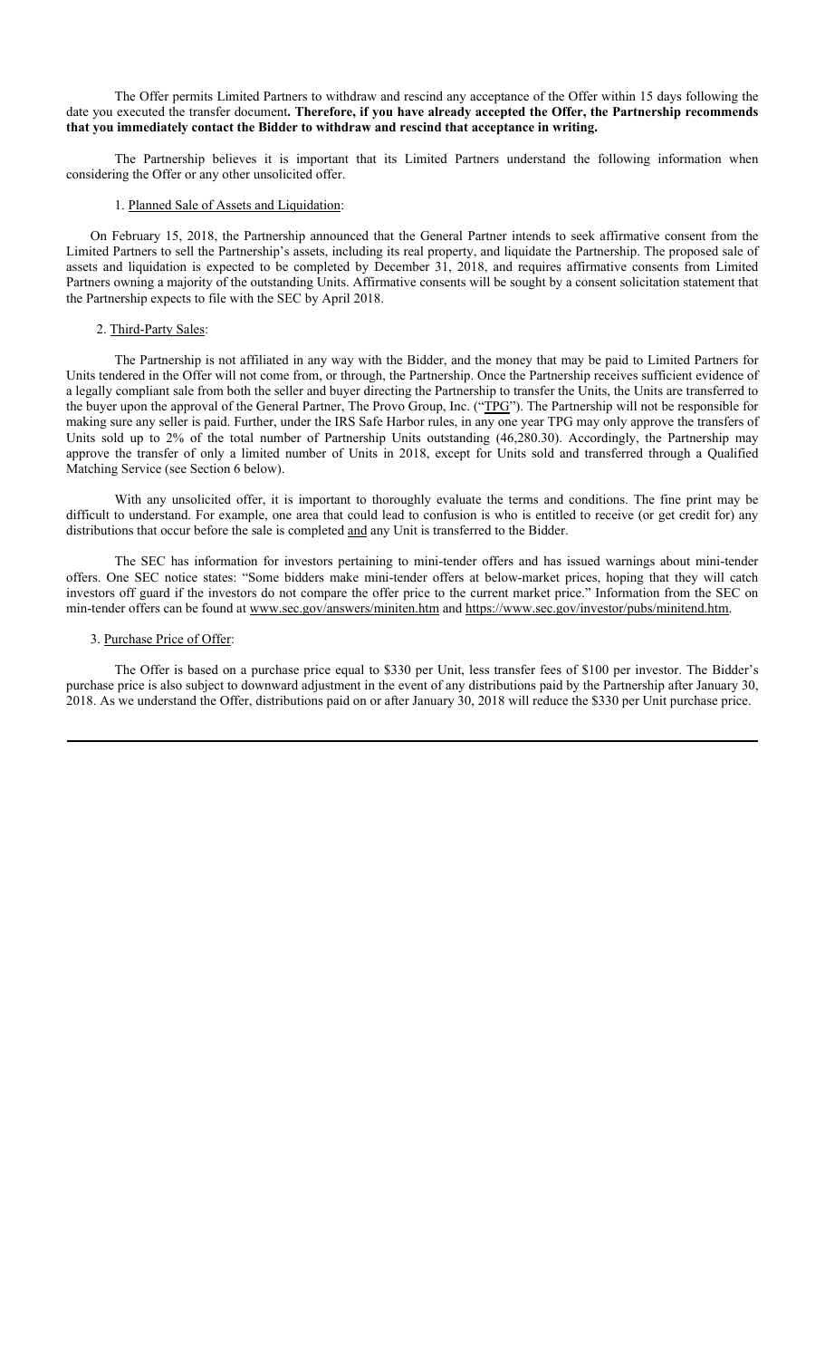The Offer permits Limited Partners to withdraw and rescind any acceptance of the Offer within 15 days following the date you executed the transfer document**. Therefore, if you have already accepted the Offer, the Partnership recommends that you immediately contact the Bidder to withdraw and rescind that acceptance in writing.**

The Partnership believes it is important that its Limited Partners understand the following information when considering the Offer or any other unsolicited offer.

1. Planned Sale of Assets and Liquidation:

On February 15, 2018, the Partnership announced that the General Partner intends to seek affirmative consent from the Limited Partners to sell the Partnership's assets, including its real property, and liquidate the Partnership. The proposed sale of assets and liquidation is expected to be completed by December 31, 2018, and requires affirmative consents from Limited Partners owning a majority of the outstanding Units. Affirmative consents will be sought by a consent solicitation statement that the Partnership expects to file with the SEC by April 2018.

2. Third-Party Sales:

The Partnership is not affiliated in any way with the Bidder, and the money that may be paid to Limited Partners for Units tendered in the Offer will not come from, or through, the Partnership. Once the Partnership receives sufficient evidence of a legally compliant sale from both the seller and buyer directing the Partnership to transfer the Units, the Units are transferred to the buyer upon the approval of the General Partner, The Provo Group, Inc. ("TPG"). The Partnership will not be responsible for making sure any seller is paid. Further, under the IRS Safe Harbor rules, in any one year TPG may only approve the transfers of Units sold up to 2% of the total number of Partnership Units outstanding (46,280.30). Accordingly, the Partnership may approve the transfer of only a limited number of Units in 2018, except for Units sold and transferred through a Qualified Matching Service (see Section 6 below).

With any unsolicited offer, it is important to thoroughly evaluate the terms and conditions. The fine print may be difficult to understand. For example, one area that could lead to confusion is who is entitled to receive (or get credit for) any distributions that occur before the sale is completed and any Unit is transferred to the Bidder.

The SEC has information for investors pertaining to mini-tender offers and has issued warnings about mini-tender offers. One SEC notice states: "Some bidders make mini-tender offers at below-market prices, hoping that they will catch investors off guard if the investors do not compare the offer price to the current market price." Information from the SEC on min-tender offers can be found at www.sec.gov/answers/miniten.htm and https://www.sec.gov/investor/pubs/minitend.htm.

3. Purchase Price of Offer:

The Offer is based on a purchase price equal to $330 per Unit, less transfer fees of $100 per investor. The Bidder's purchase price is also subject to downward adjustment in the event of any distributions paid by the Partnership after January 30, 2018. As we understand the Offer, distributions paid on or after January 30, 2018 will reduce the $330 per Unit purchase price.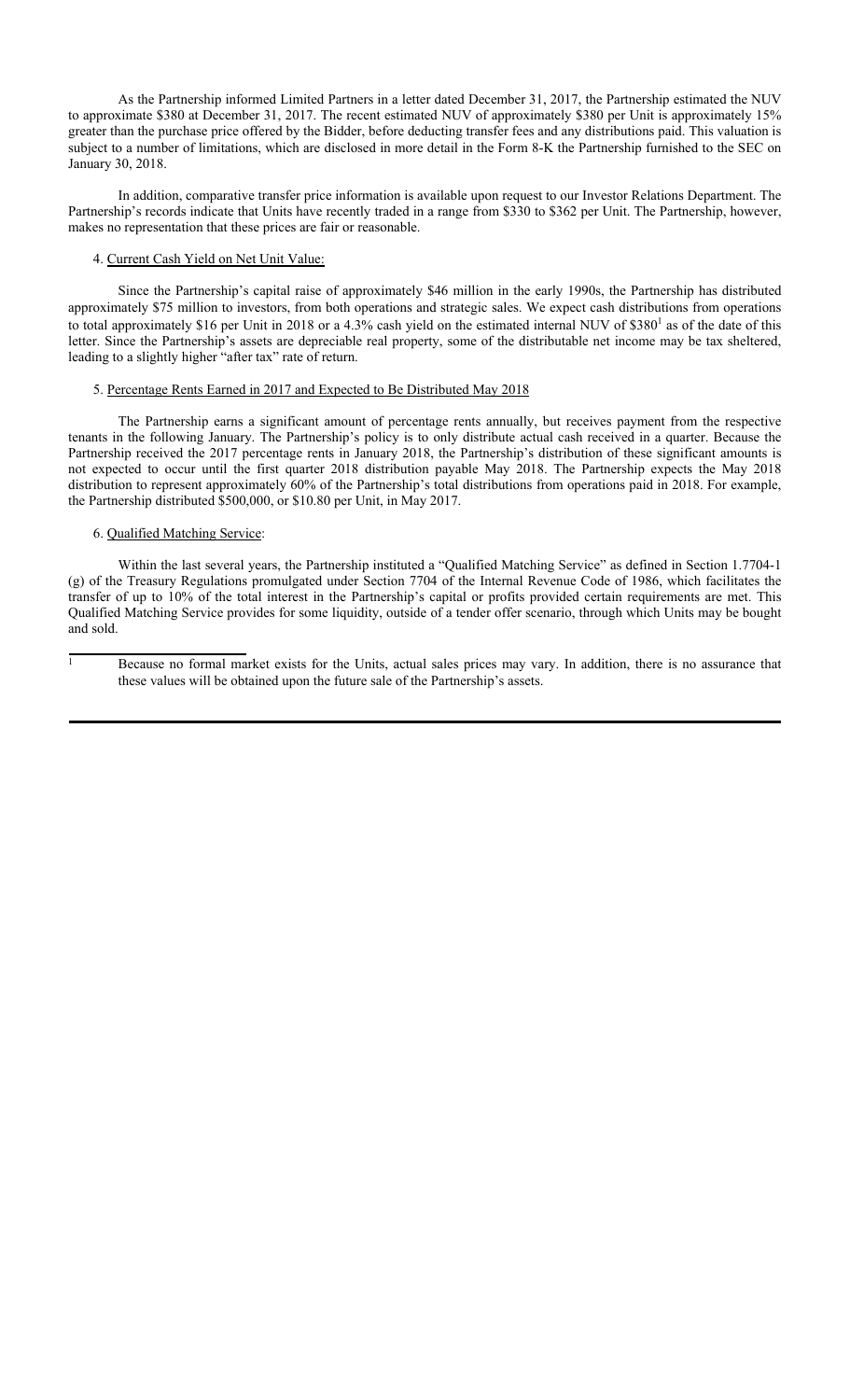As the Partnership informed Limited Partners in a letter dated December 31, 2017, the Partnership estimated the NUV to approximate $380 at December 31, 2017. The recent estimated NUV of approximately $380 per Unit is approximately 15% greater than the purchase price offered by the Bidder, before deducting transfer fees and any distributions paid. This valuation is subject to a number of limitations, which are disclosed in more detail in the Form 8-K the Partnership furnished to the SEC on January 30, 2018.

In addition, comparative transfer price information is available upon request to our Investor Relations Department. The Partnership's records indicate that Units have recently traded in a range from $330 to $362 per Unit. The Partnership, however, makes no representation that these prices are fair or reasonable.

4. <u>Current Cash Yield on Net Unit Value:</u>

Since the Partnership's capital raise of approximately $46 million in the early 1990s, the Partnership has distributed approximately $75 million to investors, from both operations and strategic sales. We expect cash distributions from operations to total approximately $16 per Unit in 2018 or a 4.3% cash yield on the estimated internal NUV of $380[1] as of the date of this letter. Since the Partnership's assets are depreciable real property, some of the distributable net income may be tax sheltered, leading to a slightly higher "after tax" rate of return.

5. <u>Percentage Rents Earned in 2017 and Expected to Be Distributed May 2018</u>

The Partnership earns a significant amount of percentage rents annually, but receives payment from the respective tenants in the following January. The Partnership's policy is to only distribute actual cash received in a quarter. Because the Partnership received the 2017 percentage rents in January 2018, the Partnership's distribution of these significant amounts is not expected to occur until the first quarter 2018 distribution payable May 2018. The Partnership expects the May 2018 distribution to represent approximately 60% of the Partnership's total distributions from operations paid in 2018. For example, the Partnership distributed $500,000, or $10.80 per Unit, in May 2017.

6. <u>Qualified Matching Service</u>:

Within the last several years, the Partnership instituted a "Qualified Matching Service" as defined in Section 1.7704-1 (g) of the Treasury Regulations promulgated under Section 7704 of the Internal Revenue Code of 1986, which facilitates the transfer of up to 10% of the total interest in the Partnership's capital or profits provided certain requirements are met. This Qualified Matching Service provides for some liquidity, outside of a tender offer scenario, through which Units may be bought and sold.

---

[1] Because no formal market exists for the Units, actual sales prices may vary. In addition, there is no assurance that these values will be obtained upon the future sale of the Partnership's assets.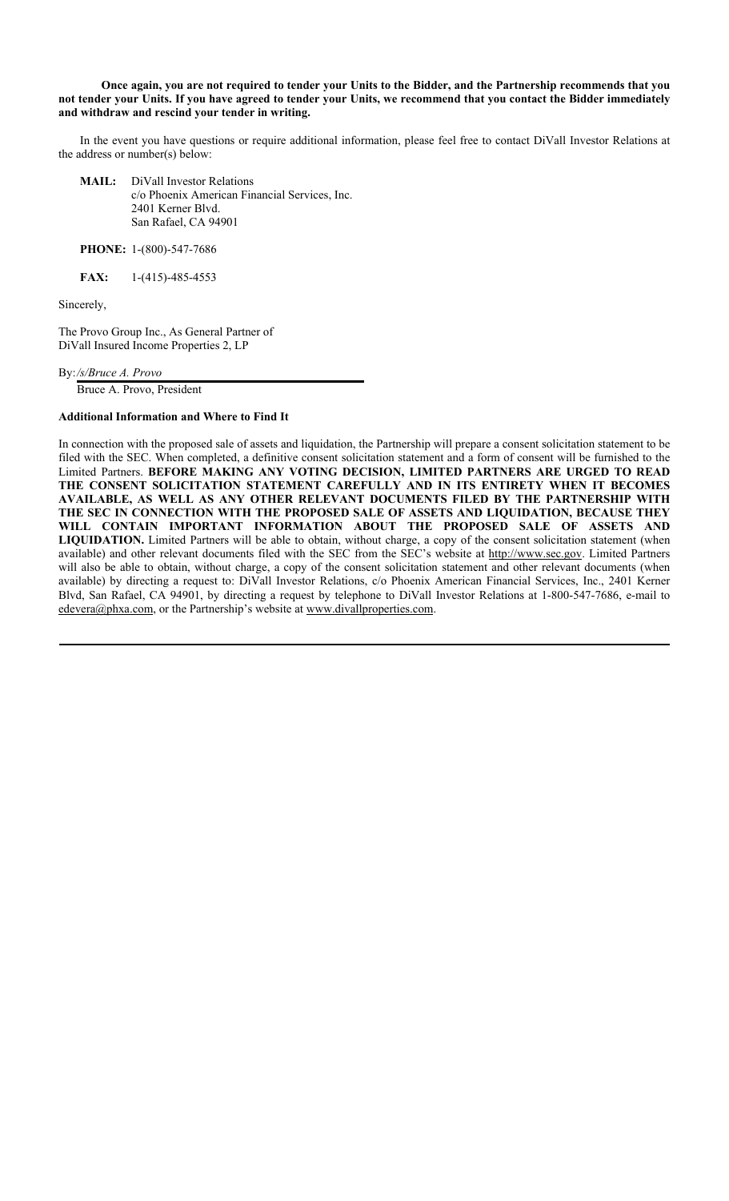**Once again, you are not required to tender your Units to the Bidder, and the Partnership recommends that you not tender your Units. If you have agreed to tender your Units, we recommend that you contact the Bidder immediately and withdraw and rescind your tender in writing.**

In the event you have questions or require additional information, please feel free to contact DiVall Investor Relations at the address or number(s) below:

**MAIL:** DiVall Investor Relations
c/o Phoenix American Financial Services, Inc.
2401 Kerner Blvd.
San Rafael, CA 94901

**PHONE:** 1-(800)-547-7686

**FAX:** 1-(415)-485-4553

Sincerely,

The Provo Group Inc., As General Partner of
DiVall Insured Income Properties 2, LP

By: */s/Bruce A. Provo*
Bruce A. Provo, President

**Additional Information and Where to Find It**

In connection with the proposed sale of assets and liquidation, the Partnership will prepare a consent solicitation statement to be filed with the SEC. When completed, a definitive consent solicitation statement and a form of consent will be furnished to the Limited Partners. **BEFORE MAKING ANY VOTING DECISION, LIMITED PARTNERS ARE URGED TO READ THE CONSENT SOLICITATION STATEMENT CAREFULLY AND IN ITS ENTIRETY WHEN IT BECOMES AVAILABLE, AS WELL AS ANY OTHER RELEVANT DOCUMENTS FILED BY THE PARTNERSHIP WITH THE SEC IN CONNECTION WITH THE PROPOSED SALE OF ASSETS AND LIQUIDATION, BECAUSE THEY WILL CONTAIN IMPORTANT INFORMATION ABOUT THE PROPOSED SALE OF ASSETS AND LIQUIDATION.** Limited Partners will be able to obtain, without charge, a copy of the consent solicitation statement (when available) and other relevant documents filed with the SEC from the SEC's website at http://www.sec.gov. Limited Partners will also be able to obtain, without charge, a copy of the consent solicitation statement and other relevant documents (when available) by directing a request to: DiVall Investor Relations, c/o Phoenix American Financial Services, Inc., 2401 Kerner Blvd, San Rafael, CA 94901, by directing a request by telephone to DiVall Investor Relations at 1-800-547-7686, e-mail to edevera@phxa.com, or the Partnership's website at www.divallproperties.com.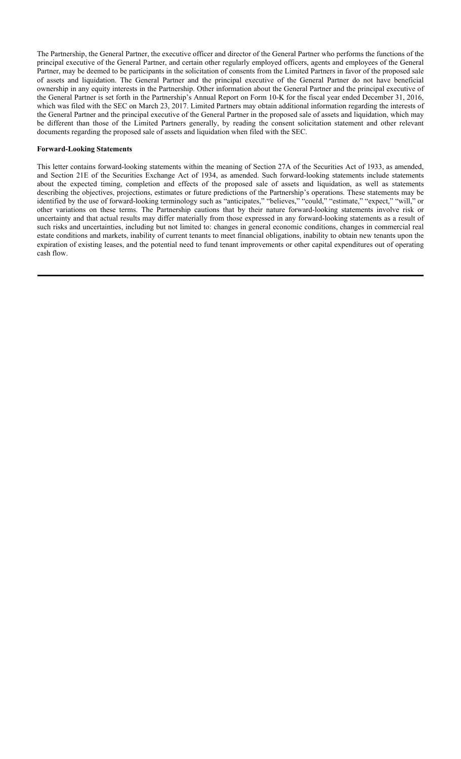The Partnership, the General Partner, the executive officer and director of the General Partner who performs the functions of the principal executive of the General Partner, and certain other regularly employed officers, agents and employees of the General Partner, may be deemed to be participants in the solicitation of consents from the Limited Partners in favor of the proposed sale of assets and liquidation. The General Partner and the principal executive of the General Partner do not have beneficial ownership in any equity interests in the Partnership. Other information about the General Partner and the principal executive of the General Partner is set forth in the Partnership's Annual Report on Form 10-K for the fiscal year ended December 31, 2016, which was filed with the SEC on March 23, 2017. Limited Partners may obtain additional information regarding the interests of the General Partner and the principal executive of the General Partner in the proposed sale of assets and liquidation, which may be different than those of the Limited Partners generally, by reading the consent solicitation statement and other relevant documents regarding the proposed sale of assets and liquidation when filed with the SEC.

**Forward-Looking Statements**

This letter contains forward-looking statements within the meaning of Section 27A of the Securities Act of 1933, as amended, and Section 21E of the Securities Exchange Act of 1934, as amended. Such forward-looking statements include statements about the expected timing, completion and effects of the proposed sale of assets and liquidation, as well as statements describing the objectives, projections, estimates or future predictions of the Partnership's operations. These statements may be identified by the use of forward-looking terminology such as "anticipates," "believes," "could," "estimate," "expect," "will," or other variations on these terms. The Partnership cautions that by their nature forward-looking statements involve risk or uncertainty and that actual results may differ materially from those expressed in any forward-looking statements as a result of such risks and uncertainties, including but not limited to: changes in general economic conditions, changes in commercial real estate conditions and markets, inability of current tenants to meet financial obligations, inability to obtain new tenants upon the expiration of existing leases, and the potential need to fund tenant improvements or other capital expenditures out of operating cash flow.